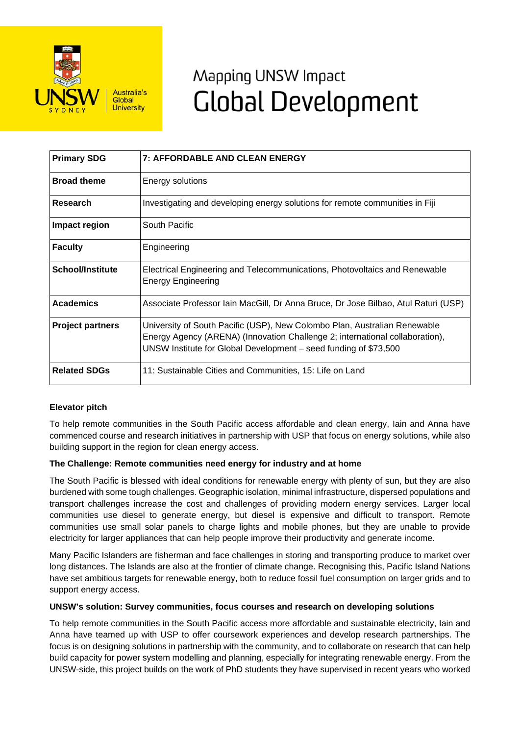# Mapping UNSW Impact
# Global Development

| **Primary SDG** | **7: AFFORDABLE AND CLEAN ENERGY** |
|---|---|
| **Broad theme** | Energy solutions |
| **Research** | Investigating and developing energy solutions for remote communities in Fiji |
| **Impact region** | South Pacific |
| **Faculty** | Engineering |
| **School/Institute** | Electrical Engineering and Telecommunications, Photovoltaics and Renewable Energy Engineering |
| **Academics** | Associate Professor Iain MacGill, Dr Anna Bruce, Dr Jose Bilbao, Atul Raturi (USP) |
| **Project partners** | University of South Pacific (USP), New Colombo Plan, Australian Renewable Energy Agency (ARENA) (Innovation Challenge 2; international collaboration), UNSW Institute for Global Development – seed funding of $73,500 |
| **Related SDGs** | 11: Sustainable Cities and Communities, 15: Life on Land |

**Elevator pitch**

To help remote communities in the South Pacific access affordable and clean energy, Iain and Anna have commenced course and research initiatives in partnership with USP that focus on energy solutions, while also building support in the region for clean energy access.

**The Challenge: Remote communities need energy for industry and at home**

The South Pacific is blessed with ideal conditions for renewable energy with plenty of sun, but they are also burdened with some tough challenges. Geographic isolation, minimal infrastructure, dispersed populations and transport challenges increase the cost and challenges of providing modern energy services. Larger local communities use diesel to generate energy, but diesel is expensive and difficult to transport. Remote communities use small solar panels to charge lights and mobile phones, but they are unable to provide electricity for larger appliances that can help people improve their productivity and generate income.

Many Pacific Islanders are fisherman and face challenges in storing and transporting produce to market over long distances. The Islands are also at the frontier of climate change. Recognising this, Pacific Island Nations have set ambitious targets for renewable energy, both to reduce fossil fuel consumption on larger grids and to support energy access.

**UNSW's solution: Survey communities, focus courses and research on developing solutions**

To help remote communities in the South Pacific access more affordable and sustainable electricity, Iain and Anna have teamed up with USP to offer coursework experiences and develop research partnerships. The focus is on designing solutions in partnership with the community, and to collaborate on research that can help build capacity for power system modelling and planning, especially for integrating renewable energy. From the UNSW-side, this project builds on the work of PhD students they have supervised in recent years who worked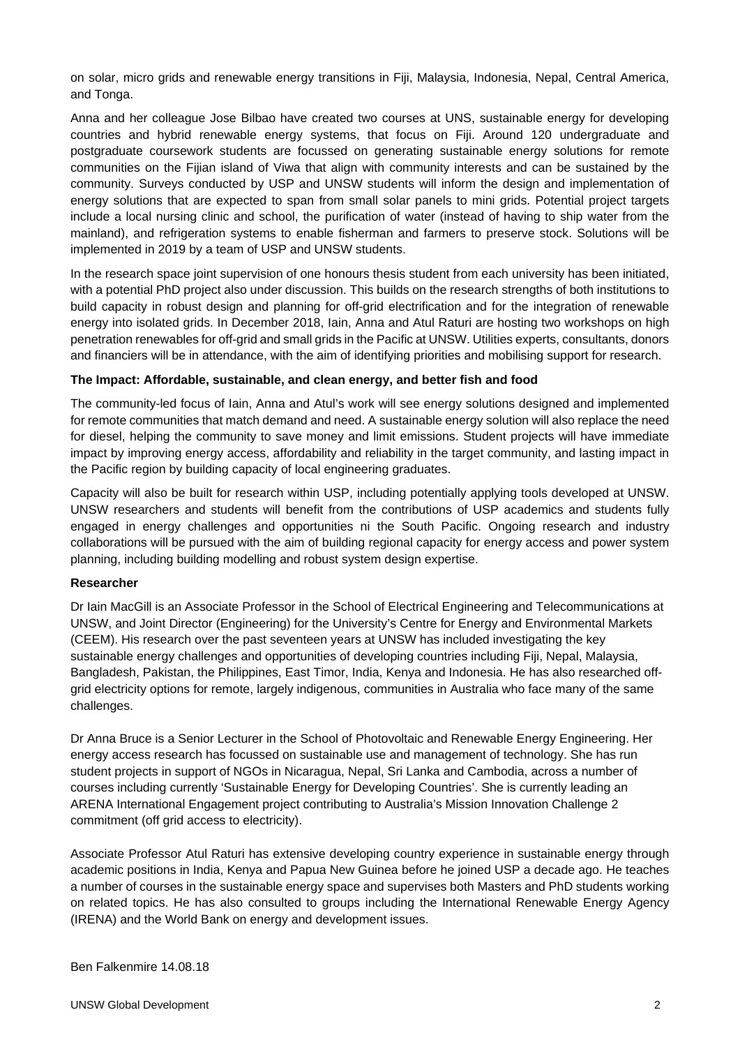on solar, micro grids and renewable energy transitions in Fiji, Malaysia, Indonesia, Nepal, Central America, and Tonga.

Anna and her colleague Jose Bilbao have created two courses at UNS, sustainable energy for developing countries and hybrid renewable energy systems, that focus on Fiji. Around 120 undergraduate and postgraduate coursework students are focussed on generating sustainable energy solutions for remote communities on the Fijian island of Viwa that align with community interests and can be sustained by the community. Surveys conducted by USP and UNSW students will inform the design and implementation of energy solutions that are expected to span from small solar panels to mini grids. Potential project targets include a local nursing clinic and school, the purification of water (instead of having to ship water from the mainland), and refrigeration systems to enable fisherman and farmers to preserve stock. Solutions will be implemented in 2019 by a team of USP and UNSW students.

In the research space joint supervision of one honours thesis student from each university has been initiated, with a potential PhD project also under discussion. This builds on the research strengths of both institutions to build capacity in robust design and planning for off-grid electrification and for the integration of renewable energy into isolated grids. In December 2018, Iain, Anna and Atul Raturi are hosting two workshops on high penetration renewables for off-grid and small grids in the Pacific at UNSW. Utilities experts, consultants, donors and financiers will be in attendance, with the aim of identifying priorities and mobilising support for research.

**The Impact: Affordable, sustainable, and clean energy, and better fish and food**

The community-led focus of Iain, Anna and Atul's work will see energy solutions designed and implemented for remote communities that match demand and need. A sustainable energy solution will also replace the need for diesel, helping the community to save money and limit emissions. Student projects will have immediate impact by improving energy access, affordability and reliability in the target community, and lasting impact in the Pacific region by building capacity of local engineering graduates.

Capacity will also be built for research within USP, including potentially applying tools developed at UNSW. UNSW researchers and students will benefit from the contributions of USP academics and students fully engaged in energy challenges and opportunities ni the South Pacific. Ongoing research and industry collaborations will be pursued with the aim of building regional capacity for energy access and power system planning, including building modelling and robust system design expertise.

**Researcher**

Dr Iain MacGill is an Associate Professor in the School of Electrical Engineering and Telecommunications at UNSW, and Joint Director (Engineering) for the University's Centre for Energy and Environmental Markets (CEEM). His research over the past seventeen years at UNSW has included investigating the key sustainable energy challenges and opportunities of developing countries including Fiji, Nepal, Malaysia, Bangladesh, Pakistan, the Philippines, East Timor, India, Kenya and Indonesia. He has also researched off-grid electricity options for remote, largely indigenous, communities in Australia who face many of the same challenges.

Dr Anna Bruce is a Senior Lecturer in the School of Photovoltaic and Renewable Energy Engineering. Her energy access research has focussed on sustainable use and management of technology. She has run student projects in support of NGOs in Nicaragua, Nepal, Sri Lanka and Cambodia, across a number of courses including currently 'Sustainable Energy for Developing Countries'. She is currently leading an ARENA International Engagement project contributing to Australia's Mission Innovation Challenge 2 commitment (off grid access to electricity).

Associate Professor Atul Raturi has extensive developing country experience in sustainable energy through academic positions in India, Kenya and Papua New Guinea before he joined USP a decade ago. He teaches a number of courses in the sustainable energy space and supervises both Masters and PhD students working on related topics. He has also consulted to groups including the International Renewable Energy Agency (IRENA) and the World Bank on energy and development issues.

Ben Falkenmire 14.08.18